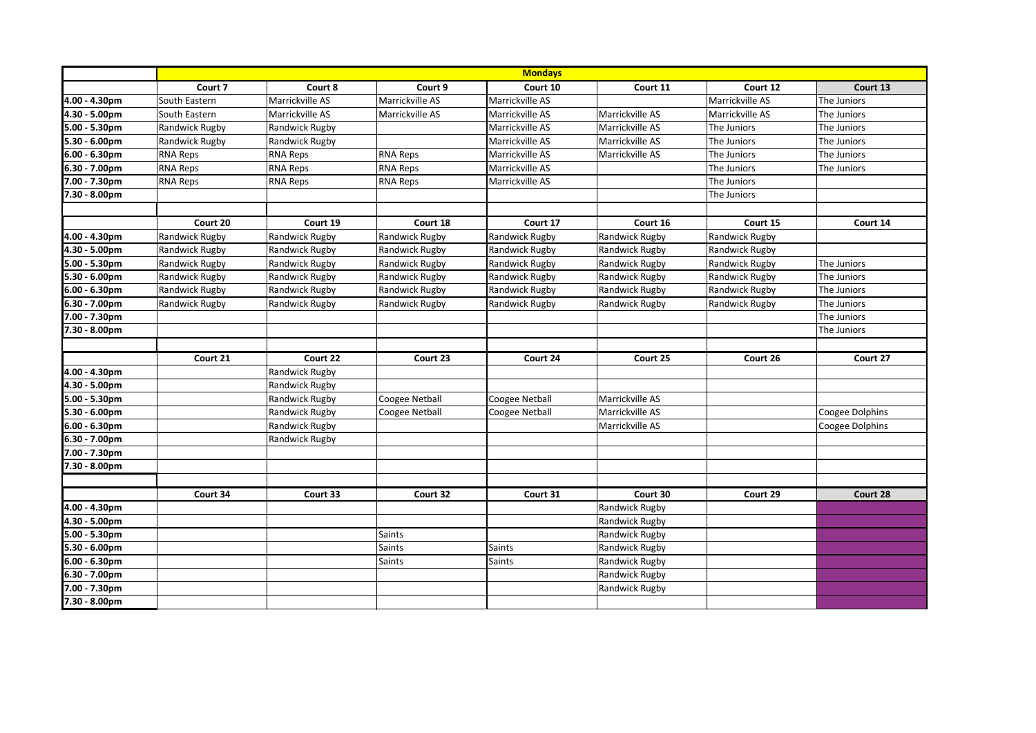| | Mondays | | | | | | |
|---|---|---|---|---|---|---|---|
| | Court 7 | Court 8 | Court 9 | Court 10 | Court 11 | Court 12 | Court 13 |
| 4.00 - 4.30pm | South Eastern | Marrickville AS | Marrickville AS | Marrickville AS | | Marrickville AS | The Juniors |
| 4.30 - 5.00pm | South Eastern | Marrickville AS | Marrickville AS | Marrickville AS | Marrickville AS | Marrickville AS | The Juniors |
| 5.00 - 5.30pm | Randwick Rugby | Randwick Rugby | | Marrickville AS | Marrickville AS | The Juniors | The Juniors |
| 5.30 - 6.00pm | Randwick Rugby | Randwick Rugby | | Marrickville AS | Marrickville AS | The Juniors | The Juniors |
| 6.00 - 6.30pm | RNA Reps | RNA Reps | RNA Reps | Marrickville AS | Marrickville AS | The Juniors | The Juniors |
| 6.30 - 7.00pm | RNA Reps | RNA Reps | RNA Reps | Marrickville AS | | The Juniors | The Juniors |
| 7.00 - 7.30pm | RNA Reps | RNA Reps | RNA Reps | Marrickville AS | | The Juniors | |
| 7.30 - 8.00pm | | | | | | The Juniors | |
| | | | | | | | |
| | Court 20 | Court 19 | Court 18 | Court 17 | Court 16 | Court 15 | Court 14 |
| 4.00 - 4.30pm | Randwick Rugby | Randwick Rugby | Randwick Rugby | Randwick Rugby | Randwick Rugby | Randwick Rugby | |
| 4.30 - 5.00pm | Randwick Rugby | Randwick Rugby | Randwick Rugby | Randwick Rugby | Randwick Rugby | Randwick Rugby | |
| 5.00 - 5.30pm | Randwick Rugby | Randwick Rugby | Randwick Rugby | Randwick Rugby | Randwick Rugby | Randwick Rugby | The Juniors |
| 5.30 - 6.00pm | Randwick Rugby | Randwick Rugby | Randwick Rugby | Randwick Rugby | Randwick Rugby | Randwick Rugby | The Juniors |
| 6.00 - 6.30pm | Randwick Rugby | Randwick Rugby | Randwick Rugby | Randwick Rugby | Randwick Rugby | Randwick Rugby | The Juniors |
| 6.30 - 7.00pm | Randwick Rugby | Randwick Rugby | Randwick Rugby | Randwick Rugby | Randwick Rugby | Randwick Rugby | The Juniors |
| 7.00 - 7.30pm | | | | | | | The Juniors |
| 7.30 - 8.00pm | | | | | | | The Juniors |
| | | | | | | | |
| | Court 21 | Court 22 | Court 23 | Court 24 | Court 25 | Court 26 | Court 27 |
| 4.00 - 4.30pm | | Randwick Rugby | | | | | |
| 4.30 - 5.00pm | | Randwick Rugby | | | | | |
| 5.00 - 5.30pm | | Randwick Rugby | Coogee Netball | Coogee Netball | Marrickville AS | | |
| 5.30 - 6.00pm | | Randwick Rugby | Coogee Netball | Coogee Netball | Marrickville AS | | Coogee Dolphins |
| 6.00 - 6.30pm | | Randwick Rugby | | | Marrickville AS | | Coogee Dolphins |
| 6.30 - 7.00pm | | Randwick Rugby | | | | | |
| 7.00 - 7.30pm | | | | | | | |
| 7.30 - 8.00pm | | | | | | | |
| | | | | | | | |
| | Court 34 | Court 33 | Court 32 | Court 31 | Court 30 | Court 29 | Court 28 |
| 4.00 - 4.30pm | | | | | Randwick Rugby | | |
| 4.30 - 5.00pm | | | | | Randwick Rugby | | |
| 5.00 - 5.30pm | | | Saints | | Randwick Rugby | | |
| 5.30 - 6.00pm | | | Saints | Saints | Randwick Rugby | | |
| 6.00 - 6.30pm | | | Saints | Saints | Randwick Rugby | | |
| 6.30 - 7.00pm | | | | | Randwick Rugby | | |
| 7.00 - 7.30pm | | | | | Randwick Rugby | | |
| 7.30 - 8.00pm | | | | | | | |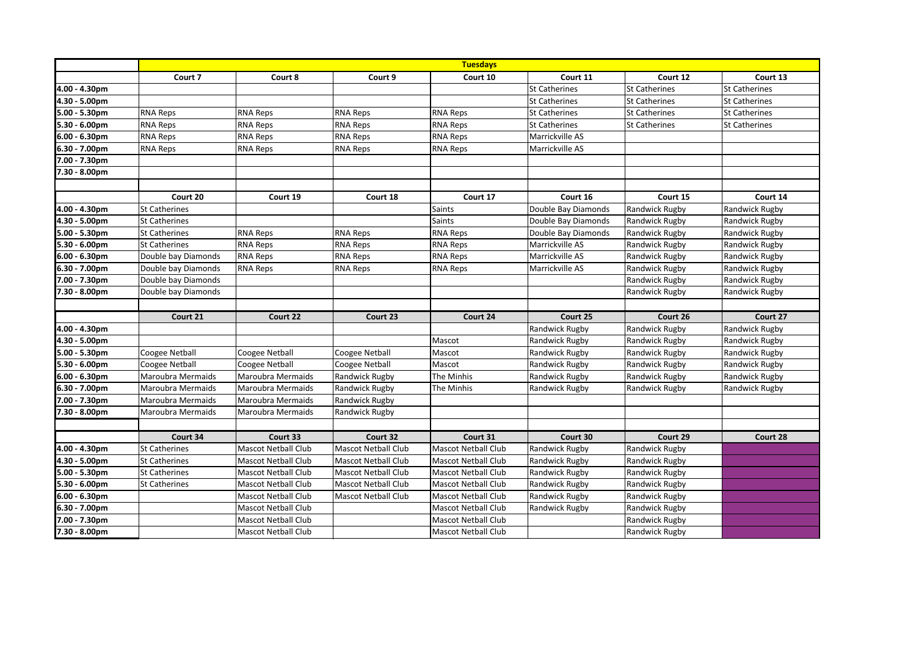| | Tuesdays | | | | | | |
|---|---|---|---|---|---|---|---|
| | **Court 7** | **Court 8** | **Court 9** | **Court 10** | **Court 11** | **Court 12** | **Court 13** |
| 4.00 - 4.30pm | | | | | St Catherines | St Catherines | St Catherines |
| 4.30 - 5.00pm | | | | | St Catherines | St Catherines | St Catherines |
| 5.00 - 5.30pm | RNA Reps | RNA Reps | RNA Reps | RNA Reps | St Catherines | St Catherines | St Catherines |
| 5.30 - 6.00pm | RNA Reps | RNA Reps | RNA Reps | RNA Reps | St Catherines | St Catherines | St Catherines |
| 6.00 - 6.30pm | RNA Reps | RNA Reps | RNA Reps | RNA Reps | Marrickville AS | | |
| 6.30 - 7.00pm | RNA Reps | RNA Reps | RNA Reps | RNA Reps | Marrickville AS | | |
| 7.00 - 7.30pm | | | | | | | |
| 7.30 - 8.00pm | | | | | | | |
| | | | | | | | |
| | **Court 20** | **Court 19** | **Court 18** | **Court 17** | **Court 16** | **Court 15** | **Court 14** |
| 4.00 - 4.30pm | St Catherines | | | Saints | Double Bay Diamonds | Randwick Rugby | Randwick Rugby |
| 4.30 - 5.00pm | St Catherines | | | Saints | Double Bay Diamonds | Randwick Rugby | Randwick Rugby |
| 5.00 - 5.30pm | St Catherines | RNA Reps | RNA Reps | RNA Reps | Double Bay Diamonds | Randwick Rugby | Randwick Rugby |
| 5.30 - 6.00pm | St Catherines | RNA Reps | RNA Reps | RNA Reps | Marrickville AS | Randwick Rugby | Randwick Rugby |
| 6.00 - 6.30pm | Double bay Diamonds | RNA Reps | RNA Reps | RNA Reps | Marrickville AS | Randwick Rugby | Randwick Rugby |
| 6.30 - 7.00pm | Double bay Diamonds | RNA Reps | RNA Reps | RNA Reps | Marrickville AS | Randwick Rugby | Randwick Rugby |
| 7.00 - 7.30pm | Double bay Diamonds | | | | | Randwick Rugby | Randwick Rugby |
| 7.30 - 8.00pm | Double bay Diamonds | | | | | Randwick Rugby | Randwick Rugby |
| | | | | | | | |
| | **Court 21** | **Court 22** | **Court 23** | **Court 24** | **Court 25** | **Court 26** | **Court 27** |
| 4.00 - 4.30pm | | | | | Randwick Rugby | Randwick Rugby | Randwick Rugby |
| 4.30 - 5.00pm | | | | Mascot | Randwick Rugby | Randwick Rugby | Randwick Rugby |
| 5.00 - 5.30pm | Coogee Netball | Coogee Netball | Coogee Netball | Mascot | Randwick Rugby | Randwick Rugby | Randwick Rugby |
| 5.30 - 6.00pm | Coogee Netball | Coogee Netball | Coogee Netball | Mascot | Randwick Rugby | Randwick Rugby | Randwick Rugby |
| 6.00 - 6.30pm | Maroubra Mermaids | Maroubra Mermaids | Randwick Rugby | The Minhis | Randwick Rugby | Randwick Rugby | Randwick Rugby |
| 6.30 - 7.00pm | Maroubra Mermaids | Maroubra Mermaids | Randwick Rugby | The Minhis | Randwick Rugby | Randwick Rugby | Randwick Rugby |
| 7.00 - 7.30pm | Maroubra Mermaids | Maroubra Mermaids | Randwick Rugby | | | | |
| 7.30 - 8.00pm | Maroubra Mermaids | Maroubra Mermaids | Randwick Rugby | | | | |
| | | | | | | | |
| | **Court 34** | **Court 33** | **Court 32** | **Court 31** | **Court 30** | **Court 29** | **Court 28** |
| 4.00 - 4.30pm | St Catherines | Mascot Netball Club | Mascot Netball Club | Mascot Netball Club | Randwick Rugby | Randwick Rugby | |
| 4.30 - 5.00pm | St Catherines | Mascot Netball Club | Mascot Netball Club | Mascot Netball Club | Randwick Rugby | Randwick Rugby | |
| 5.00 - 5.30pm | St Catherines | Mascot Netball Club | Mascot Netball Club | Mascot Netball Club | Randwick Rugby | Randwick Rugby | |
| 5.30 - 6.00pm | St Catherines | Mascot Netball Club | Mascot Netball Club | Mascot Netball Club | Randwick Rugby | Randwick Rugby | |
| 6.00 - 6.30pm | | Mascot Netball Club | Mascot Netball Club | Mascot Netball Club | Randwick Rugby | Randwick Rugby | |
| 6.30 - 7.00pm | | Mascot Netball Club | | Mascot Netball Club | Randwick Rugby | Randwick Rugby | |
| 7.00 - 7.30pm | | Mascot Netball Club | | Mascot Netball Club | | Randwick Rugby | |
| 7.30 - 8.00pm | | Mascot Netball Club | | Mascot Netball Club | | Randwick Rugby | |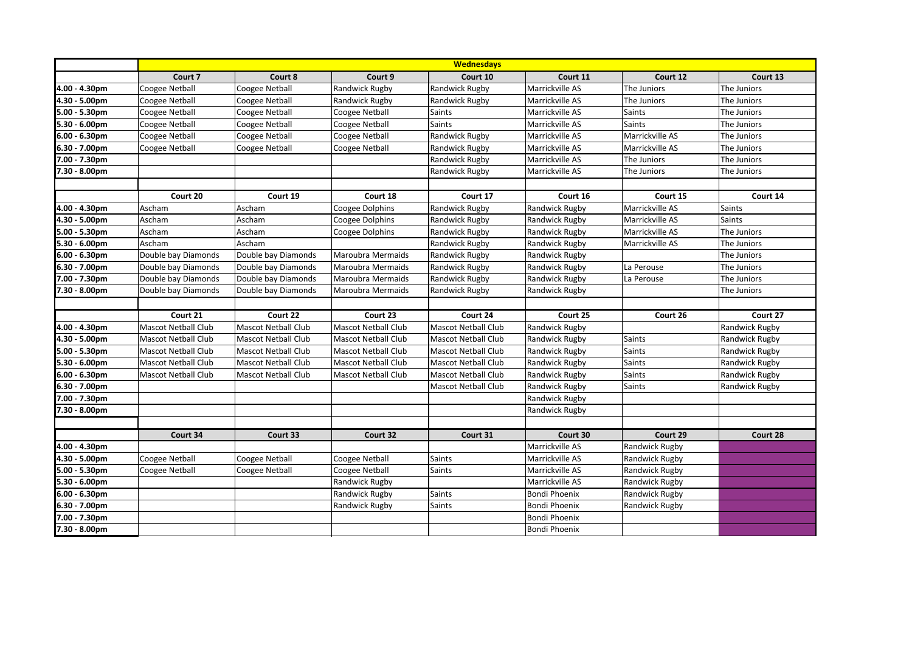| | Wednesdays | | | | | | |
|---|---|---|---|---|---|---|---|
| | Court 7 | Court 8 | Court 9 | Court 10 | Court 11 | Court 12 | Court 13 |
| 4.00 - 4.30pm | Coogee Netball | Coogee Netball | Randwick Rugby | Randwick Rugby | Marrickville AS | The Juniors | The Juniors |
| 4.30 - 5.00pm | Coogee Netball | Coogee Netball | Randwick Rugby | Randwick Rugby | Marrickville AS | The Juniors | The Juniors |
| 5.00 - 5.30pm | Coogee Netball | Coogee Netball | Coogee Netball | Saints | Marrickville AS | Saints | The Juniors |
| 5.30 - 6.00pm | Coogee Netball | Coogee Netball | Coogee Netball | Saints | Marrickville AS | Saints | The Juniors |
| 6.00 - 6.30pm | Coogee Netball | Coogee Netball | Coogee Netball | Randwick Rugby | Marrickville AS | Marrickville AS | The Juniors |
| 6.30 - 7.00pm | Coogee Netball | Coogee Netball | Coogee Netball | Randwick Rugby | Marrickville AS | Marrickville AS | The Juniors |
| 7.00 - 7.30pm | | | | Randwick Rugby | Marrickville AS | The Juniors | The Juniors |
| 7.30 - 8.00pm | | | | Randwick Rugby | Marrickville AS | The Juniors | The Juniors |
| | | | | | | | |
| | Court 20 | Court 19 | Court 18 | Court 17 | Court 16 | Court 15 | Court 14 |
| 4.00 - 4.30pm | Ascham | Ascham | Coogee Dolphins | Randwick Rugby | Randwick Rugby | Marrickville AS | Saints |
| 4.30 - 5.00pm | Ascham | Ascham | Coogee Dolphins | Randwick Rugby | Randwick Rugby | Marrickville AS | Saints |
| 5.00 - 5.30pm | Ascham | Ascham | Coogee Dolphins | Randwick Rugby | Randwick Rugby | Marrickville AS | The Juniors |
| 5.30 - 6.00pm | Ascham | Ascham | | Randwick Rugby | Randwick Rugby | Marrickville AS | The Juniors |
| 6.00 - 6.30pm | Double bay Diamonds | Double bay Diamonds | Maroubra Mermaids | Randwick Rugby | Randwick Rugby | | The Juniors |
| 6.30 - 7.00pm | Double bay Diamonds | Double bay Diamonds | Maroubra Mermaids | Randwick Rugby | Randwick Rugby | La Perouse | The Juniors |
| 7.00 - 7.30pm | Double bay Diamonds | Double bay Diamonds | Maroubra Mermaids | Randwick Rugby | Randwick Rugby | La Perouse | The Juniors |
| 7.30 - 8.00pm | Double bay Diamonds | Double bay Diamonds | Maroubra Mermaids | Randwick Rugby | Randwick Rugby | | The Juniors |
| | | | | | | | |
| | Court 21 | Court 22 | Court 23 | Court 24 | Court 25 | Court 26 | Court 27 |
| 4.00 - 4.30pm | Mascot Netball Club | Mascot Netball Club | Mascot Netball Club | Mascot Netball Club | Randwick Rugby | | Randwick Rugby |
| 4.30 - 5.00pm | Mascot Netball Club | Mascot Netball Club | Mascot Netball Club | Mascot Netball Club | Randwick Rugby | Saints | Randwick Rugby |
| 5.00 - 5.30pm | Mascot Netball Club | Mascot Netball Club | Mascot Netball Club | Mascot Netball Club | Randwick Rugby | Saints | Randwick Rugby |
| 5.30 - 6.00pm | Mascot Netball Club | Mascot Netball Club | Mascot Netball Club | Mascot Netball Club | Randwick Rugby | Saints | Randwick Rugby |
| 6.00 - 6.30pm | Mascot Netball Club | Mascot Netball Club | Mascot Netball Club | Mascot Netball Club | Randwick Rugby | Saints | Randwick Rugby |
| 6.30 - 7.00pm | | | | Mascot Netball Club | Randwick Rugby | Saints | Randwick Rugby |
| 7.00 - 7.30pm | | | | | Randwick Rugby | | |
| 7.30 - 8.00pm | | | | | Randwick Rugby | | |
| | | | | | | | |
| | Court 34 | Court 33 | Court 32 | Court 31 | Court 30 | Court 29 | Court 28 |
| 4.00 - 4.30pm | | | | | Marrickville AS | Randwick Rugby | |
| 4.30 - 5.00pm | Coogee Netball | Coogee Netball | Coogee Netball | Saints | Marrickville AS | Randwick Rugby | |
| 5.00 - 5.30pm | Coogee Netball | Coogee Netball | Coogee Netball | Saints | Marrickville AS | Randwick Rugby | |
| 5.30 - 6.00pm | | | Randwick Rugby | | Marrickville AS | Randwick Rugby | |
| 6.00 - 6.30pm | | | Randwick Rugby | Saints | Bondi Phoenix | Randwick Rugby | |
| 6.30 - 7.00pm | | | Randwick Rugby | Saints | Bondi Phoenix | Randwick Rugby | |
| 7.00 - 7.30pm | | | | | Bondi Phoenix | | |
| 7.30 - 8.00pm | | | | | Bondi Phoenix | | |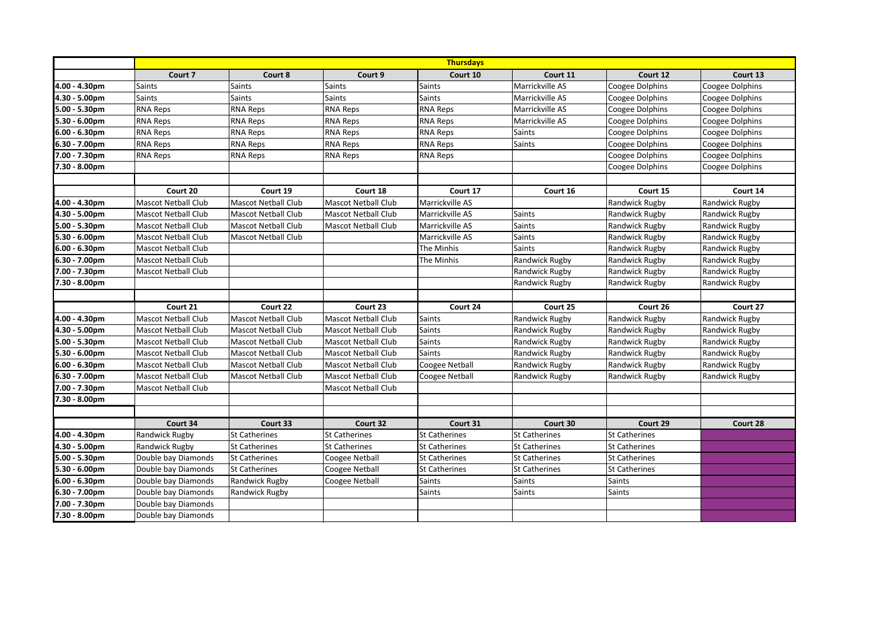| | Thursdays | | | | | | |
|---|---|---|---|---|---|---|---|
| | Court 7 | Court 8 | Court 9 | Court 10 | Court 11 | Court 12 | Court 13 |
| 4.00 - 4.30pm | Saints | Saints | Saints | Saints | Marrickville AS | Coogee Dolphins | Coogee Dolphins |
| 4.30 - 5.00pm | Saints | Saints | Saints | Saints | Marrickville AS | Coogee Dolphins | Coogee Dolphins |
| 5.00 - 5.30pm | RNA Reps | RNA Reps | RNA Reps | RNA Reps | Marrickville AS | Coogee Dolphins | Coogee Dolphins |
| 5.30 - 6.00pm | RNA Reps | RNA Reps | RNA Reps | RNA Reps | Marrickville AS | Coogee Dolphins | Coogee Dolphins |
| 6.00 - 6.30pm | RNA Reps | RNA Reps | RNA Reps | RNA Reps | Saints | Coogee Dolphins | Coogee Dolphins |
| 6.30 - 7.00pm | RNA Reps | RNA Reps | RNA Reps | RNA Reps | Saints | Coogee Dolphins | Coogee Dolphins |
| 7.00 - 7.30pm | RNA Reps | RNA Reps | RNA Reps | RNA Reps | | Coogee Dolphins | Coogee Dolphins |
| 7.30 - 8.00pm | | | | | | Coogee Dolphins | Coogee Dolphins |
| | | | | | | | |
| | Court 20 | Court 19 | Court 18 | Court 17 | Court 16 | Court 15 | Court 14 |
| 4.00 - 4.30pm | Mascot Netball Club | Mascot Netball Club | Mascot Netball Club | Marrickville AS | | Randwick Rugby | Randwick Rugby |
| 4.30 - 5.00pm | Mascot Netball Club | Mascot Netball Club | Mascot Netball Club | Marrickville AS | Saints | Randwick Rugby | Randwick Rugby |
| 5.00 - 5.30pm | Mascot Netball Club | Mascot Netball Club | Mascot Netball Club | Marrickville AS | Saints | Randwick Rugby | Randwick Rugby |
| 5.30 - 6.00pm | Mascot Netball Club | Mascot Netball Club | | Marrickville AS | Saints | Randwick Rugby | Randwick Rugby |
| 6.00 - 6.30pm | Mascot Netball Club | | | The Minhis | Saints | Randwick Rugby | Randwick Rugby |
| 6.30 - 7.00pm | Mascot Netball Club | | | The Minhis | Randwick Rugby | Randwick Rugby | Randwick Rugby |
| 7.00 - 7.30pm | Mascot Netball Club | | | | Randwick Rugby | Randwick Rugby | Randwick Rugby |
| 7.30 - 8.00pm | | | | | Randwick Rugby | Randwick Rugby | Randwick Rugby |
| | | | | | | | |
| | Court 21 | Court 22 | Court 23 | Court 24 | Court 25 | Court 26 | Court 27 |
| 4.00 - 4.30pm | Mascot Netball Club | Mascot Netball Club | Mascot Netball Club | Saints | Randwick Rugby | Randwick Rugby | Randwick Rugby |
| 4.30 - 5.00pm | Mascot Netball Club | Mascot Netball Club | Mascot Netball Club | Saints | Randwick Rugby | Randwick Rugby | Randwick Rugby |
| 5.00 - 5.30pm | Mascot Netball Club | Mascot Netball Club | Mascot Netball Club | Saints | Randwick Rugby | Randwick Rugby | Randwick Rugby |
| 5.30 - 6.00pm | Mascot Netball Club | Mascot Netball Club | Mascot Netball Club | Saints | Randwick Rugby | Randwick Rugby | Randwick Rugby |
| 6.00 - 6.30pm | Mascot Netball Club | Mascot Netball Club | Mascot Netball Club | Coogee Netball | Randwick Rugby | Randwick Rugby | Randwick Rugby |
| 6.30 - 7.00pm | Mascot Netball Club | Mascot Netball Club | Mascot Netball Club | Coogee Netball | Randwick Rugby | Randwick Rugby | Randwick Rugby |
| 7.00 - 7.30pm | Mascot Netball Club | | Mascot Netball Club | | | | |
| 7.30 - 8.00pm | | | | | | | |
| | | | | | | | |
| | Court 34 | Court 33 | Court 32 | Court 31 | Court 30 | Court 29 | Court 28 |
| 4.00 - 4.30pm | Randwick Rugby | St Catherines | St Catherines | St Catherines | St Catherines | St Catherines | |
| 4.30 - 5.00pm | Randwick Rugby | St Catherines | St Catherines | St Catherines | St Catherines | St Catherines | |
| 5.00 - 5.30pm | Double bay Diamonds | St Catherines | Coogee Netball | St Catherines | St Catherines | St Catherines | |
| 5.30 - 6.00pm | Double bay Diamonds | St Catherines | Coogee Netball | St Catherines | St Catherines | St Catherines | |
| 6.00 - 6.30pm | Double bay Diamonds | Randwick Rugby | Coogee Netball | Saints | Saints | Saints | |
| 6.30 - 7.00pm | Double bay Diamonds | Randwick Rugby | | Saints | Saints | Saints | |
| 7.00 - 7.30pm | Double bay Diamonds | | | | | | |
| 7.30 - 8.00pm | Double bay Diamonds | | | | | | |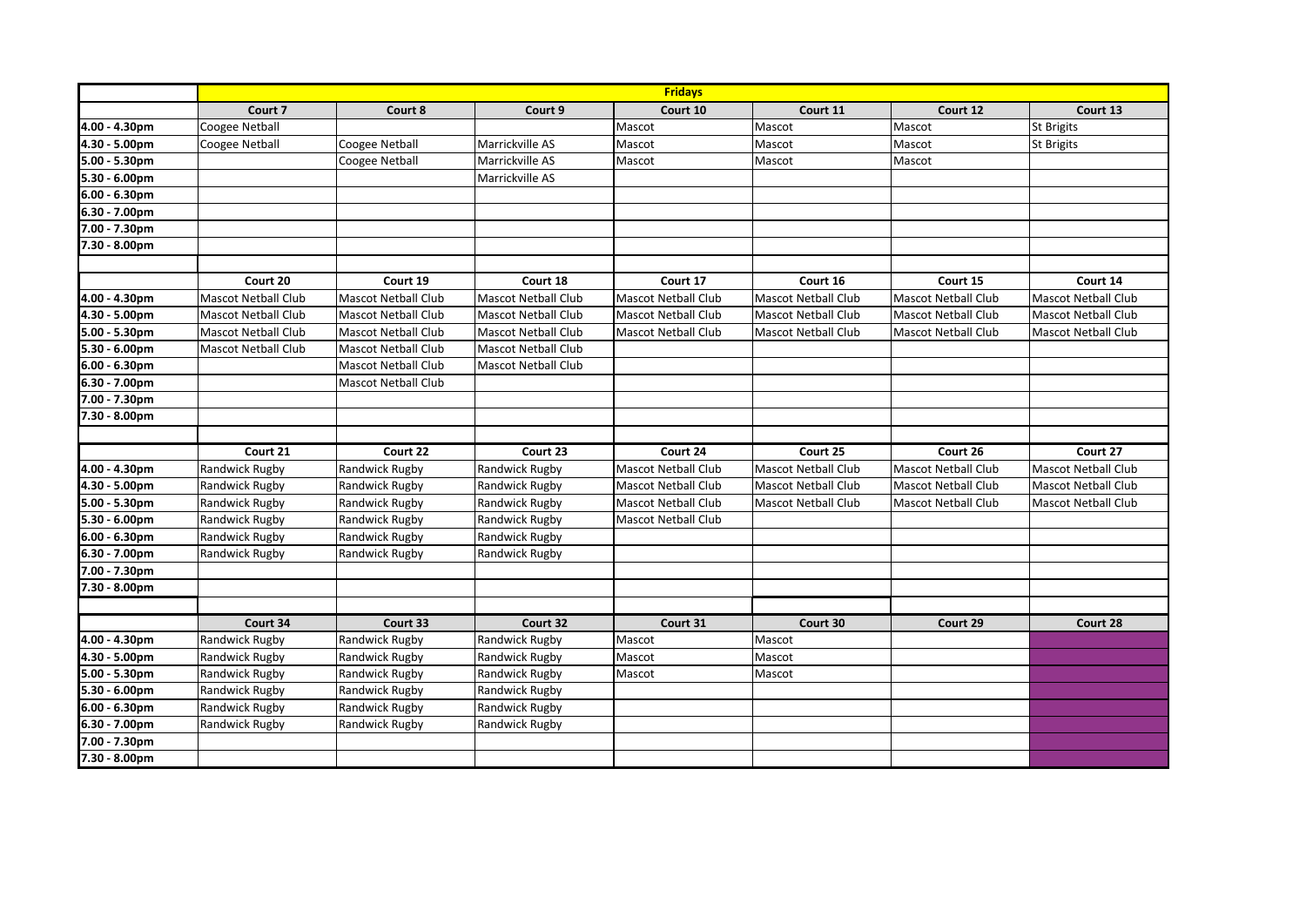| | Fridays | | | | | | |
|---|---|---|---|---|---|---|---|
| | Court 7 | Court 8 | Court 9 | Court 10 | Court 11 | Court 12 | Court 13 |
| 4.00 - 4.30pm | Coogee Netball | | | Mascot | Mascot | Mascot | St Brigits |
| 4.30 - 5.00pm | Coogee Netball | Coogee Netball | Marrickville AS | Mascot | Mascot | Mascot | St Brigits |
| 5.00 - 5.30pm | | Coogee Netball | Marrickville AS | Mascot | Mascot | Mascot | |
| 5.30 - 6.00pm | | | Marrickville AS | | | | |
| 6.00 - 6.30pm | | | | | | | |
| 6.30 - 7.00pm | | | | | | | |
| 7.00 - 7.30pm | | | | | | | |
| 7.30 - 8.00pm | | | | | | | |
| | | | | | | | |
| | Court 20 | Court 19 | Court 18 | Court 17 | Court 16 | Court 15 | Court 14 |
| 4.00 - 4.30pm | Mascot Netball Club | Mascot Netball Club | Mascot Netball Club | Mascot Netball Club | Mascot Netball Club | Mascot Netball Club | Mascot Netball Club |
| 4.30 - 5.00pm | Mascot Netball Club | Mascot Netball Club | Mascot Netball Club | Mascot Netball Club | Mascot Netball Club | Mascot Netball Club | Mascot Netball Club |
| 5.00 - 5.30pm | Mascot Netball Club | Mascot Netball Club | Mascot Netball Club | Mascot Netball Club | Mascot Netball Club | Mascot Netball Club | Mascot Netball Club |
| 5.30 - 6.00pm | Mascot Netball Club | Mascot Netball Club | Mascot Netball Club | | | | |
| 6.00 - 6.30pm | | Mascot Netball Club | Mascot Netball Club | | | | |
| 6.30 - 7.00pm | | Mascot Netball Club | | | | | |
| 7.00 - 7.30pm | | | | | | | |
| 7.30 - 8.00pm | | | | | | | |
| | | | | | | | |
| | Court 21 | Court 22 | Court 23 | Court 24 | Court 25 | Court 26 | Court 27 |
| 4.00 - 4.30pm | Randwick Rugby | Randwick Rugby | Randwick Rugby | Mascot Netball Club | Mascot Netball Club | Mascot Netball Club | Mascot Netball Club |
| 4.30 - 5.00pm | Randwick Rugby | Randwick Rugby | Randwick Rugby | Mascot Netball Club | Mascot Netball Club | Mascot Netball Club | Mascot Netball Club |
| 5.00 - 5.30pm | Randwick Rugby | Randwick Rugby | Randwick Rugby | Mascot Netball Club | Mascot Netball Club | Mascot Netball Club | Mascot Netball Club |
| 5.30 - 6.00pm | Randwick Rugby | Randwick Rugby | Randwick Rugby | Mascot Netball Club | | | |
| 6.00 - 6.30pm | Randwick Rugby | Randwick Rugby | Randwick Rugby | | | | |
| 6.30 - 7.00pm | Randwick Rugby | Randwick Rugby | Randwick Rugby | | | | |
| 7.00 - 7.30pm | | | | | | | |
| 7.30 - 8.00pm | | | | | | | |
| | | | | | | | |
| | Court 34 | Court 33 | Court 32 | Court 31 | Court 30 | Court 29 | Court 28 |
| 4.00 - 4.30pm | Randwick Rugby | Randwick Rugby | Randwick Rugby | Mascot | Mascot | | |
| 4.30 - 5.00pm | Randwick Rugby | Randwick Rugby | Randwick Rugby | Mascot | Mascot | | |
| 5.00 - 5.30pm | Randwick Rugby | Randwick Rugby | Randwick Rugby | Mascot | Mascot | | |
| 5.30 - 6.00pm | Randwick Rugby | Randwick Rugby | Randwick Rugby | | | | |
| 6.00 - 6.30pm | Randwick Rugby | Randwick Rugby | Randwick Rugby | | | | |
| 6.30 - 7.00pm | Randwick Rugby | Randwick Rugby | Randwick Rugby | | | | |
| 7.00 - 7.30pm | | | | | | | |
| 7.30 - 8.00pm | | | | | | | |